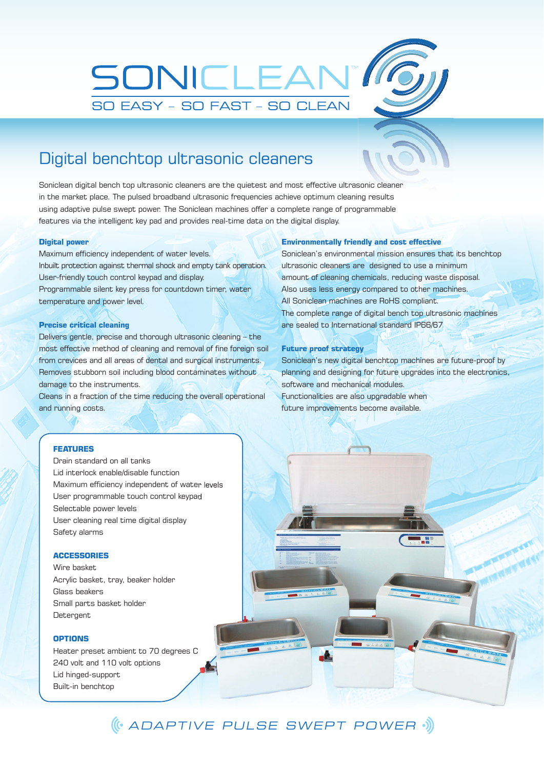# SONICLEAN™

SO EASY – SO FAST – SO CLEAN

## Digital benchtop ultrasonic cleaners

Soniclean digital bench top ultrasonic cleaners are the quietest and most effective ultrasonic cleaner in the market place. The pulsed broadband ultrasonic frequencies achieve optimum cleaning results using adaptive pulse swept power. The Soniclean machines offer a complete range of programmable features via the intelligent key pad and provides real-time data on the digital display.

### Digital power

Maximum efficiency independent of water levels.
Inbuilt protection against thermal shock and empty tank operation.
User-friendly touch control keypad and display.
Programmable silent key press for countdown timer, water temperature and power level.

### Precise critical cleaning

Delivers gentle, precise and thorough ultrasonic cleaning – the most effective method of cleaning and removal of fine foreign soil from crevices and all areas of dental and surgical instruments.
Removes stubborn soil including blood contaminates without damage to the instruments.
Cleans in a fraction of the time reducing the overall operational and running costs.

### Environmentally friendly and cost effective

Soniclean's environmental mission ensures that its benchtop ultrasonic cleaners are designed to use a minimum amount of cleaning chemicals, reducing waste disposal.
Also uses less energy compared to other machines.
All Soniclean machines are RoHS compliant.
The complete range of digital bench top ultrasonic machines are sealed to International standard IP66/67

### Future proof strategy

Soniclean's new digital benchtop machines are future-proof by planning and designing for future upgrades into the electronics, software and mechanical modules.
Functionalities are also upgradable when future improvements become available.

### FEATURES

Drain standard on all tanks
Lid interlock enable/disable function
Maximum efficiency independent of water levels
User programmable touch control keypad
Selectable power levels
User cleaning real time digital display
Safety alarms

### ACCESSORIES

Wire basket
Acrylic basket, tray, beaker holder
Glass beakers
Small parts basket holder
Detergent

### OPTIONS

Heater preset ambient to 70 degrees C
240 volt and 110 volt options
Lid hinged-support
Built-in benchtop

ADAPTIVE PULSE SWEPT POWER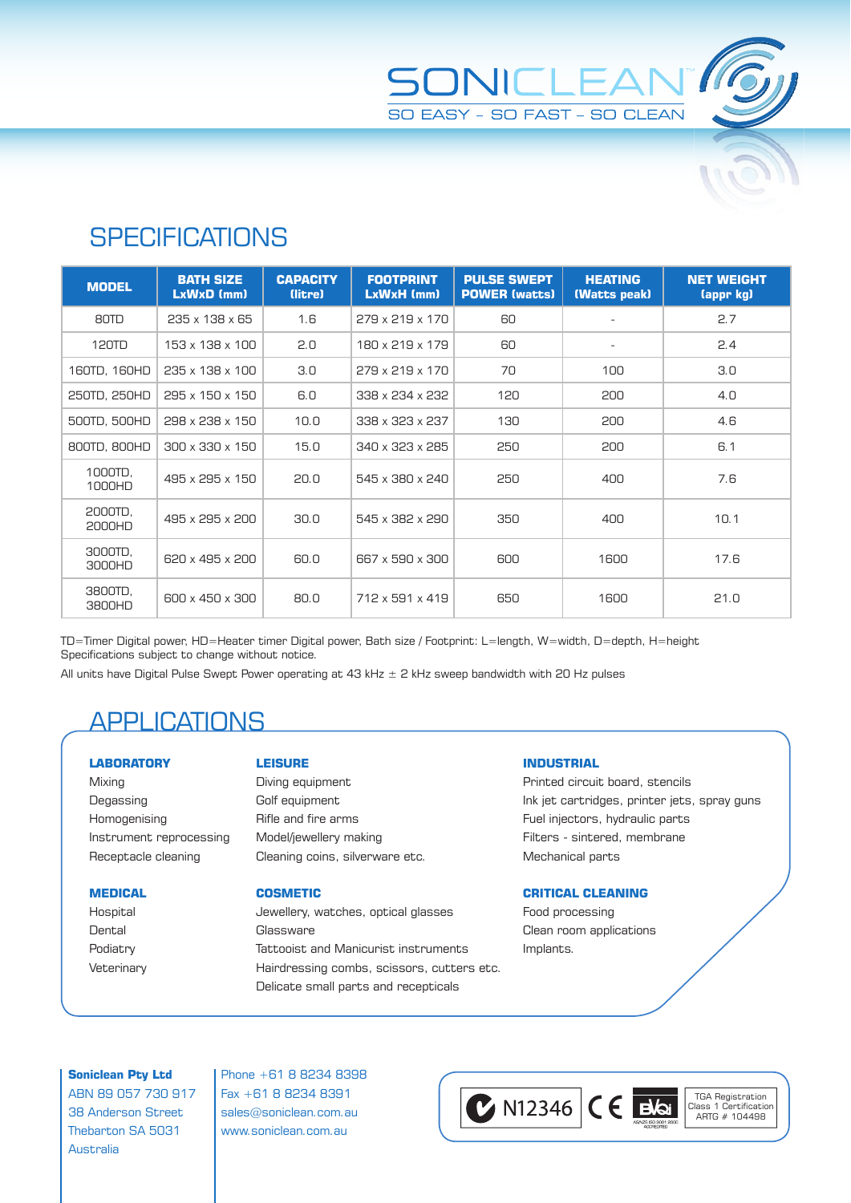## SPECIFICATIONS

| MODEL | BATH SIZE LxWxD (mm) | CAPACITY (litre) | FOOTPRINT LxWxH (mm) | PULSE SWEPT POWER (watts) | HEATING (Watts peak) | NET WEIGHT (appr kg) |
|---|---|---|---|---|---|---|
| 80TD | 235 x 138 x 65 | 1.6 | 279 x 219 x 170 | 60 | - | 2.7 |
| 120TD | 153 x 138 x 100 | 2.0 | 180 x 219 x 179 | 60 | - | 2.4 |
| 160TD, 160HD | 235 x 138 x 100 | 3.0 | 279 x 219 x 170 | 70 | 100 | 3.0 |
| 250TD, 250HD | 295 x 150 x 150 | 6.0 | 338 x 234 x 232 | 120 | 200 | 4.0 |
| 500TD, 500HD | 298 x 238 x 150 | 10.0 | 338 x 323 x 237 | 130 | 200 | 4.6 |
| 800TD, 800HD | 300 x 330 x 150 | 15.0 | 340 x 323 x 285 | 250 | 200 | 6.1 |
| 1000TD, 1000HD | 495 x 295 x 150 | 20.0 | 545 x 380 x 240 | 250 | 400 | 7.6 |
| 2000TD, 2000HD | 495 x 295 x 200 | 30.0 | 545 x 382 x 290 | 350 | 400 | 10.1 |
| 3000TD, 3000HD | 620 x 495 x 200 | 60.0 | 667 x 590 x 300 | 600 | 1600 | 17.6 |
| 3800TD, 3800HD | 600 x 450 x 300 | 80.0 | 712 x 591 x 419 | 650 | 1600 | 21.0 |

TD=Timer Digital power, HD=Heater timer Digital power, Bath size / Footprint: L=length, W=width, D=depth, H=height
Specifications subject to change without notice.

All units have Digital Pulse Swept Power operating at 43 kHz ± 2 kHz sweep bandwidth with 20 Hz pulses

## APPLICATIONS

**LABORATORY**
Mixing
Degassing
Homogenising
Instrument reprocessing
Receptacle cleaning

**LEISURE**
Diving equipment
Golf equipment
Rifle and fire arms
Model/jewellery making
Cleaning coins, silverware etc.

**INDUSTRIAL**
Printed circuit board, stencils
Ink jet cartridges, printer jets, spray guns
Fuel injectors, hydraulic parts
Filters - sintered, membrane
Mechanical parts

**MEDICAL**
Hospital
Dental
Podiatry
Veterinary

**COSMETIC**
Jewellery, watches, optical glasses
Glassware
Tattooist and Manicurist instruments
Hairdressing combs, scissors, cutters etc.
Delicate small parts and recepticals

**CRITICAL CLEANING**
Food processing
Clean room applications
Implants.

**Soniclean Pty Ltd**
ABN 89 057 730 917
38 Anderson Street
Thebarton SA 5031
Australia

Phone +61 8 8234 8398
Fax +61 8 8234 8391
sales@soniclean.com.au
www.soniclean.com.au

N12346

TGA Registration
Class 1 Certification
ARTG # 104498